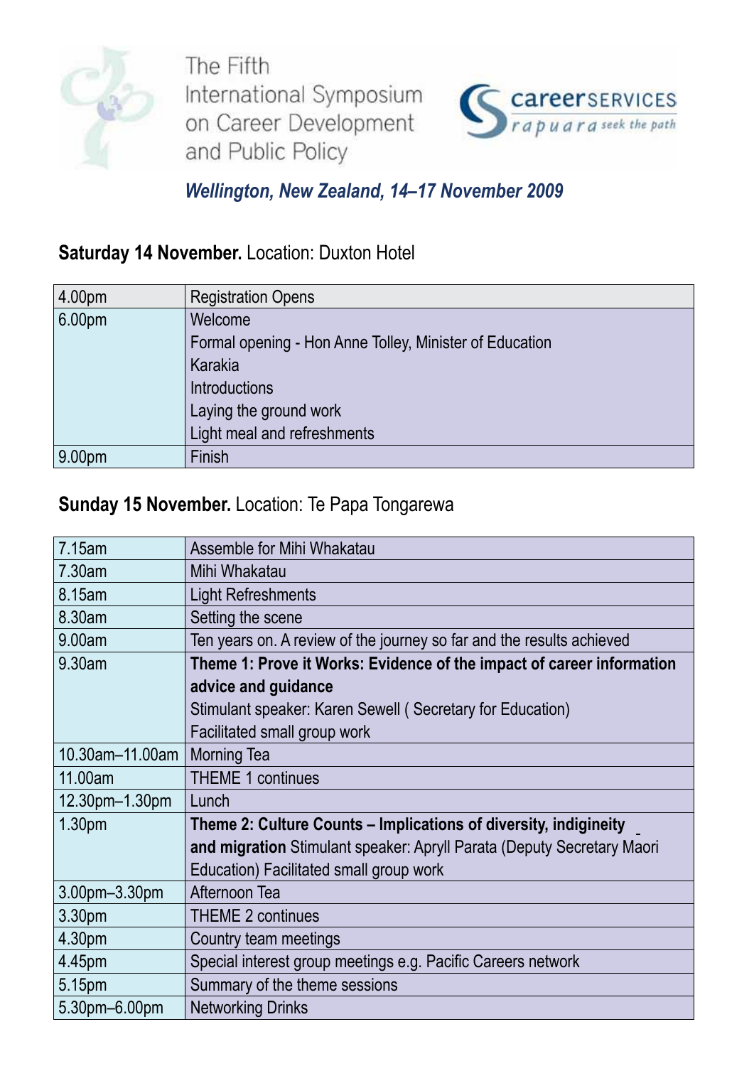# The Fifth International Symposium on Career Development and Public Policy

careerSERVICES rapuara *seek the path*

*Wellington, New Zealand, 14–17 November 2009*

**Saturday 14 November.** Location: Duxton Hotel

| | |
|---|---|
| 4.00pm | Registration Opens |
| 6.00pm | Welcome<br>Formal opening - Hon Anne Tolley, Minister of Education<br>Karakia<br>Introductions<br>Laying the ground work<br>Light meal and refreshments |
| 9.00pm | Finish |

**Sunday 15 November.** Location: Te Papa Tongarewa

| | |
|---|---|
| 7.15am | Assemble for Mihi Whakatau |
| 7.30am | Mihi Whakatau |
| 8.15am | Light Refreshments |
| 8.30am | Setting the scene |
| 9.00am | Ten years on. A review of the journey so far and the results achieved |
| 9.30am | **Theme 1: Prove it Works: Evidence of the impact of career information advice and guidance**<br>Stimulant speaker: Karen Sewell ( Secretary for Education)<br>Facilitated small group work |
| 10.30am–11.00am | Morning Tea |
| 11.00am | THEME 1 continues |
| 12.30pm–1.30pm | Lunch |
| 1.30pm | **Theme 2: Culture Counts – Implications of diversity, indigineity and migration** Stimulant speaker: Apryll Parata (Deputy Secretary Maori Education) Facilitated small group work |
| 3.00pm–3.30pm | Afternoon Tea |
| 3.30pm | THEME 2 continues |
| 4.30pm | Country team meetings |
| 4.45pm | Special interest group meetings e.g. Pacific Careers network |
| 5.15pm | Summary of the theme sessions |
| 5.30pm–6.00pm | Networking Drinks |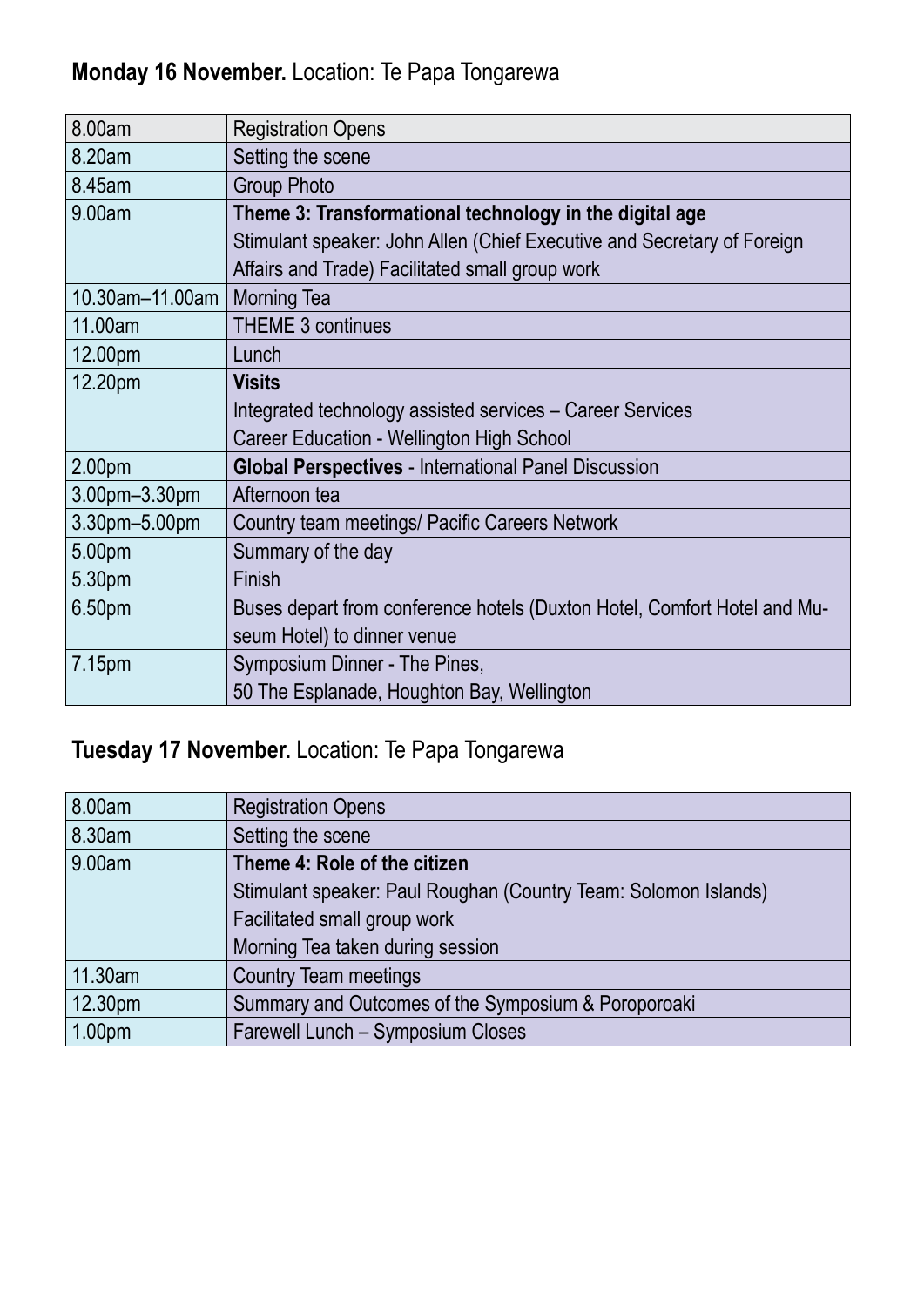**Monday 16 November.** Location: Te Papa Tongarewa

| | |
|---|---|
| 8.00am | Registration Opens |
| 8.20am | Setting the scene |
| 8.45am | Group Photo |
| 9.00am | **Theme 3: Transformational technology in the digital age**<br>Stimulant speaker: John Allen (Chief Executive and Secretary of Foreign Affairs and Trade) Facilitated small group work |
| 10.30am–11.00am | Morning Tea |
| 11.00am | THEME 3 continues |
| 12.00pm | Lunch |
| 12.20pm | **Visits**<br>Integrated technology assisted services – Career Services<br>Career Education - Wellington High School |
| 2.00pm | **Global Perspectives** - International Panel Discussion |
| 3.00pm–3.30pm | Afternoon tea |
| 3.30pm–5.00pm | Country team meetings/ Pacific Careers Network |
| 5.00pm | Summary of the day |
| 5.30pm | Finish |
| 6.50pm | Buses depart from conference hotels (Duxton Hotel, Comfort Hotel and Museum Hotel) to dinner venue |
| 7.15pm | Symposium Dinner - The Pines,<br>50 The Esplanade, Houghton Bay, Wellington |

**Tuesday 17 November.** Location: Te Papa Tongarewa

| | |
|---|---|
| 8.00am | Registration Opens |
| 8.30am | Setting the scene |
| 9.00am | **Theme 4: Role of the citizen**<br>Stimulant speaker: Paul Roughan (Country Team: Solomon Islands)<br>Facilitated small group work<br>Morning Tea taken during session |
| 11.30am | Country Team meetings |
| 12.30pm | Summary and Outcomes of the Symposium & Poroporoaki |
| 1.00pm | Farewell Lunch – Symposium Closes |